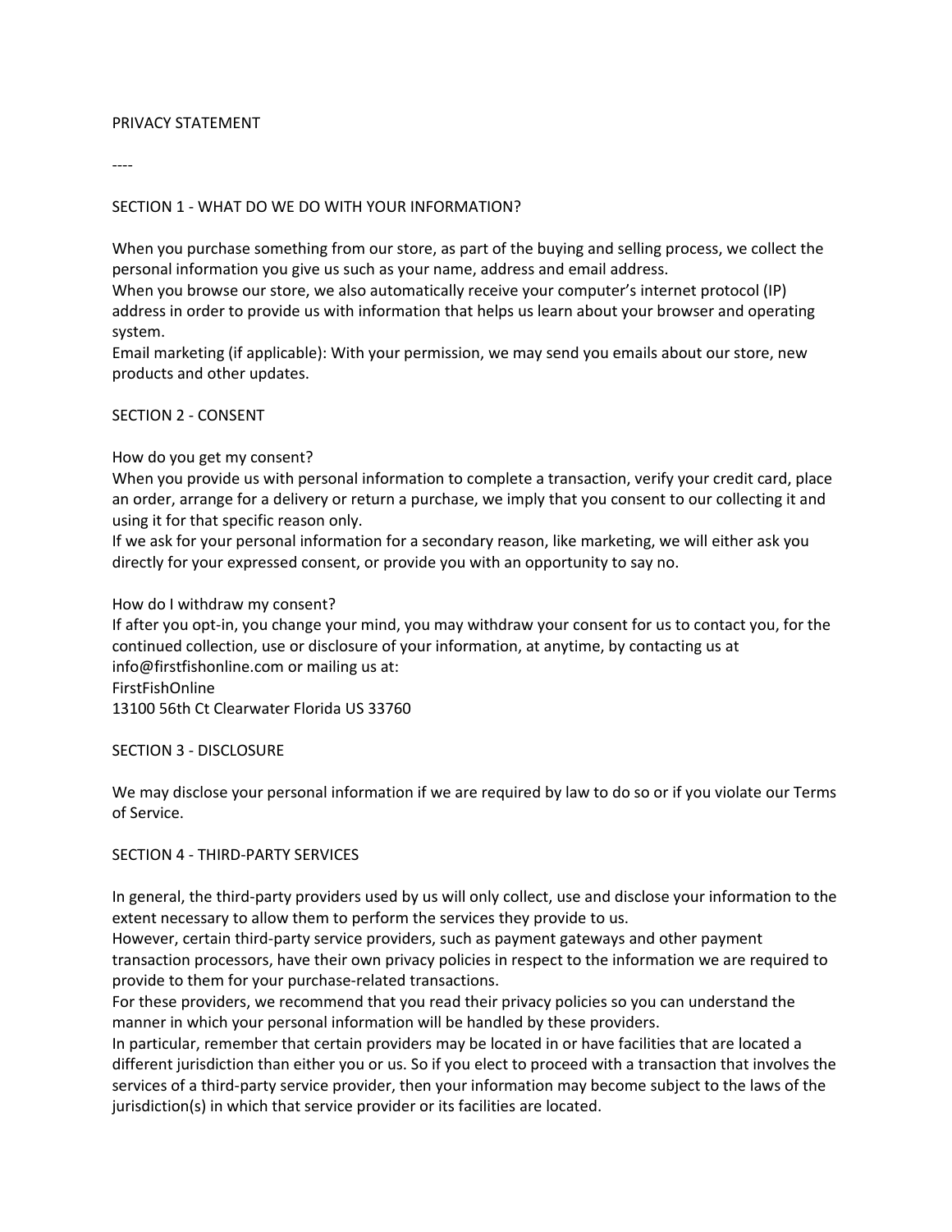# PRIVACY STATEMENT

----

## SECTION 1 - WHAT DO WE DO WITH YOUR INFORMATION?

When you purchase something from our store, as part of the buying and selling process, we collect the personal information you give us such as your name, address and email address.
When you browse our store, we also automatically receive your computer's internet protocol (IP) address in order to provide us with information that helps us learn about your browser and operating system.
Email marketing (if applicable): With your permission, we may send you emails about our store, new products and other updates.

## SECTION 2 - CONSENT

How do you get my consent?
When you provide us with personal information to complete a transaction, verify your credit card, place an order, arrange for a delivery or return a purchase, we imply that you consent to our collecting it and using it for that specific reason only.
If we ask for your personal information for a secondary reason, like marketing, we will either ask you directly for your expressed consent, or provide you with an opportunity to say no.

How do I withdraw my consent?
If after you opt-in, you change your mind, you may withdraw your consent for us to contact you, for the continued collection, use or disclosure of your information, at anytime, by contacting us at info@firstfishonline.com or mailing us at:
FirstFishOnline
13100 56th Ct Clearwater Florida US 33760

## SECTION 3 - DISCLOSURE

We may disclose your personal information if we are required by law to do so or if you violate our Terms of Service.

## SECTION 4 - THIRD-PARTY SERVICES

In general, the third-party providers used by us will only collect, use and disclose your information to the extent necessary to allow them to perform the services they provide to us.
However, certain third-party service providers, such as payment gateways and other payment transaction processors, have their own privacy policies in respect to the information we are required to provide to them for your purchase-related transactions.
For these providers, we recommend that you read their privacy policies so you can understand the manner in which your personal information will be handled by these providers.
In particular, remember that certain providers may be located in or have facilities that are located a different jurisdiction than either you or us. So if you elect to proceed with a transaction that involves the services of a third-party service provider, then your information may become subject to the laws of the jurisdiction(s) in which that service provider or its facilities are located.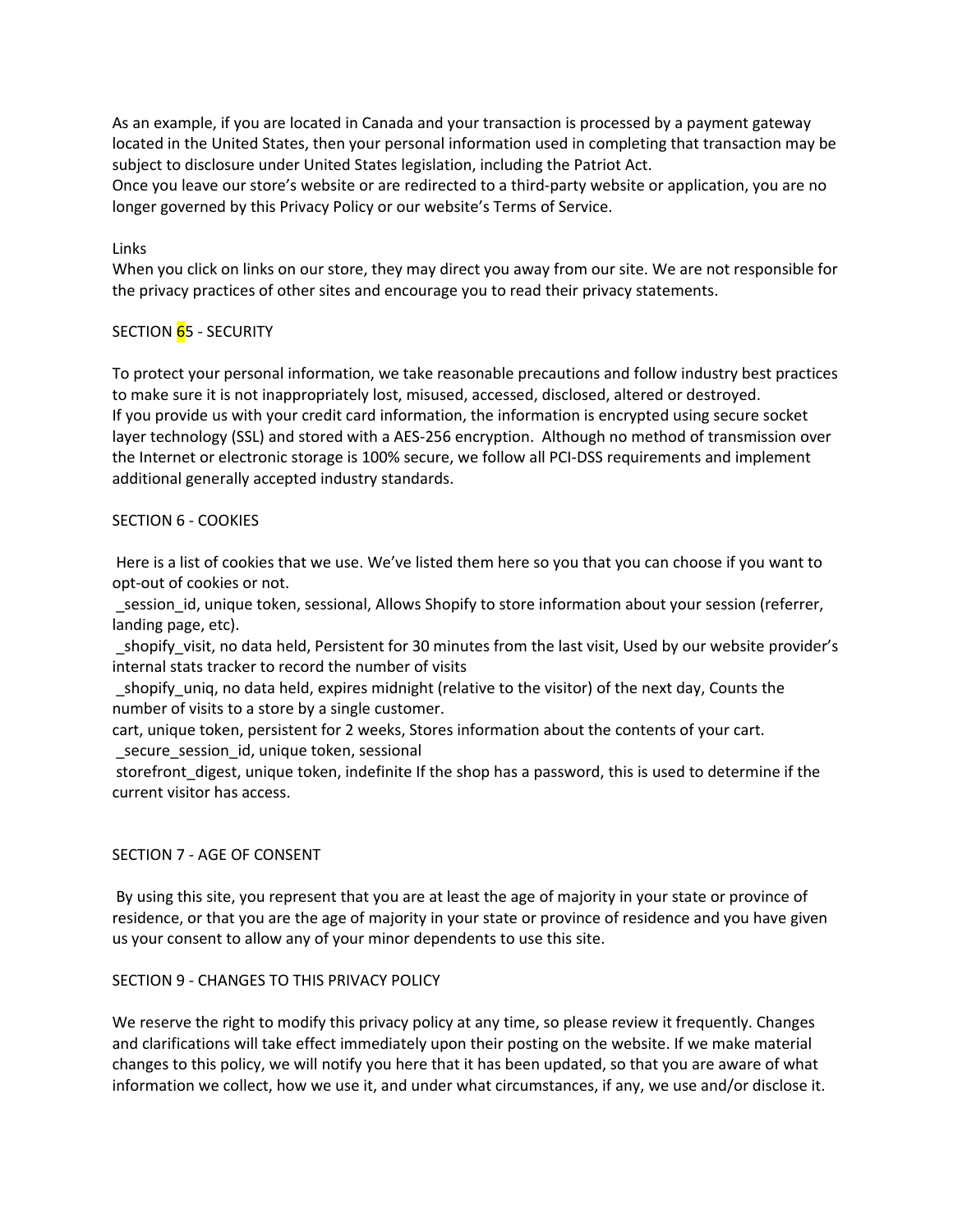As an example, if you are located in Canada and your transaction is processed by a payment gateway located in the United States, then your personal information used in completing that transaction may be subject to disclosure under United States legislation, including the Patriot Act.
Once you leave our store's website or are redirected to a third-party website or application, you are no longer governed by this Privacy Policy or our website's Terms of Service.

Links
When you click on links on our store, they may direct you away from our site. We are not responsible for the privacy practices of other sites and encourage you to read their privacy statements.

SECTION 65 - SECURITY

To protect your personal information, we take reasonable precautions and follow industry best practices to make sure it is not inappropriately lost, misused, accessed, disclosed, altered or destroyed.
If you provide us with your credit card information, the information is encrypted using secure socket layer technology (SSL) and stored with a AES-256 encryption. Although no method of transmission over the Internet or electronic storage is 100% secure, we follow all PCI-DSS requirements and implement additional generally accepted industry standards.

SECTION 6 - COOKIES

Here is a list of cookies that we use. We've listed them here so you that you can choose if you want to opt-out of cookies or not.
_session_id, unique token, sessional, Allows Shopify to store information about your session (referrer, landing page, etc).
_shopify_visit, no data held, Persistent for 30 minutes from the last visit, Used by our website provider's internal stats tracker to record the number of visits
_shopify_uniq, no data held, expires midnight (relative to the visitor) of the next day, Counts the number of visits to a store by a single customer.
cart, unique token, persistent for 2 weeks, Stores information about the contents of your cart.
_secure_session_id, unique token, sessional
storefront_digest, unique token, indefinite If the shop has a password, this is used to determine if the current visitor has access.

SECTION 7 - AGE OF CONSENT

By using this site, you represent that you are at least the age of majority in your state or province of residence, or that you are the age of majority in your state or province of residence and you have given us your consent to allow any of your minor dependents to use this site.

SECTION 9 - CHANGES TO THIS PRIVACY POLICY

We reserve the right to modify this privacy policy at any time, so please review it frequently. Changes and clarifications will take effect immediately upon their posting on the website. If we make material changes to this policy, we will notify you here that it has been updated, so that you are aware of what information we collect, how we use it, and under what circumstances, if any, we use and/or disclose it.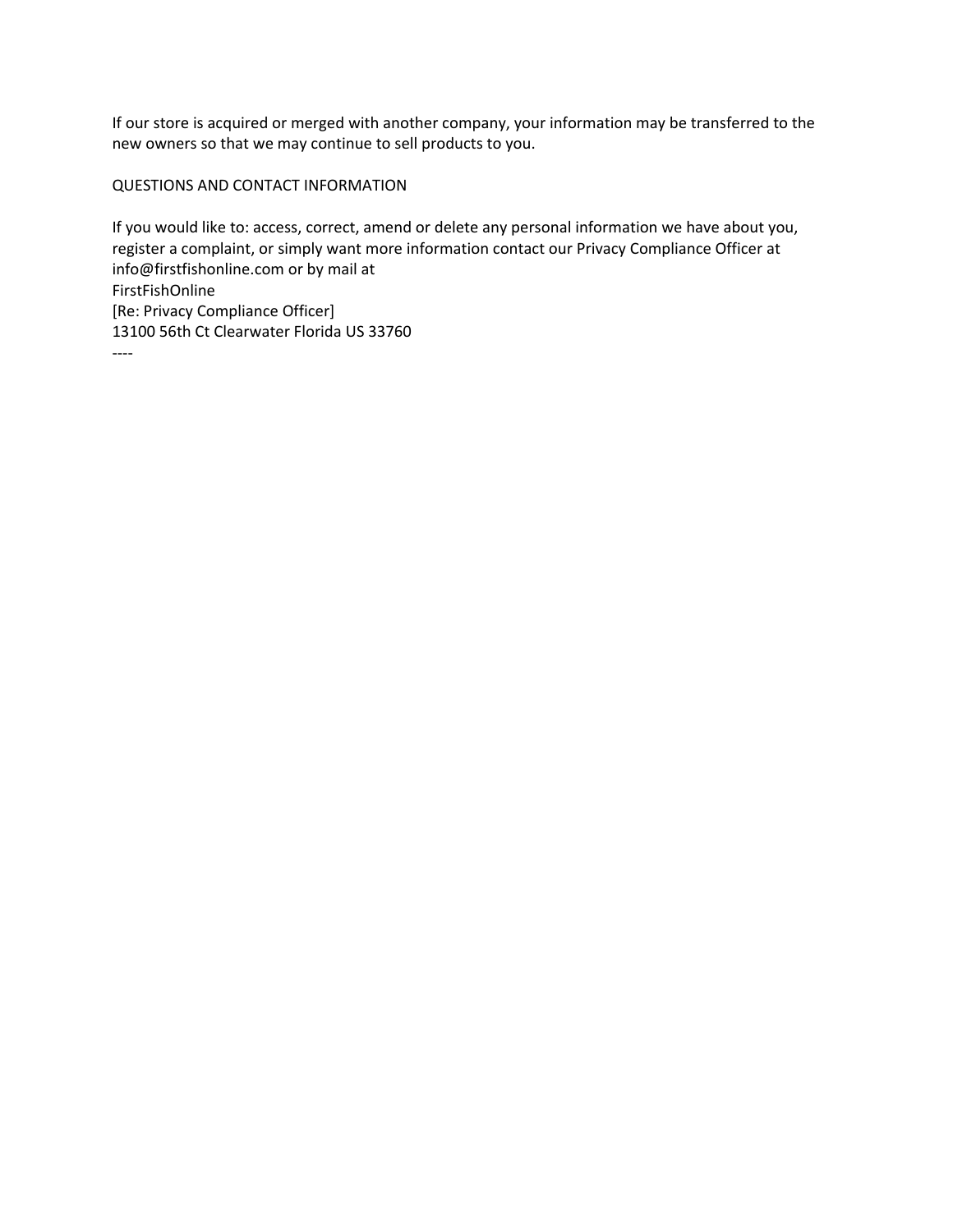If our store is acquired or merged with another company, your information may be transferred to the new owners so that we may continue to sell products to you.

QUESTIONS AND CONTACT INFORMATION

If you would like to: access, correct, amend or delete any personal information we have about you, register a complaint, or simply want more information contact our Privacy Compliance Officer at info@firstfishonline.com or by mail at
FirstFishOnline
[Re: Privacy Compliance Officer]
13100 56th Ct Clearwater Florida US 33760
----